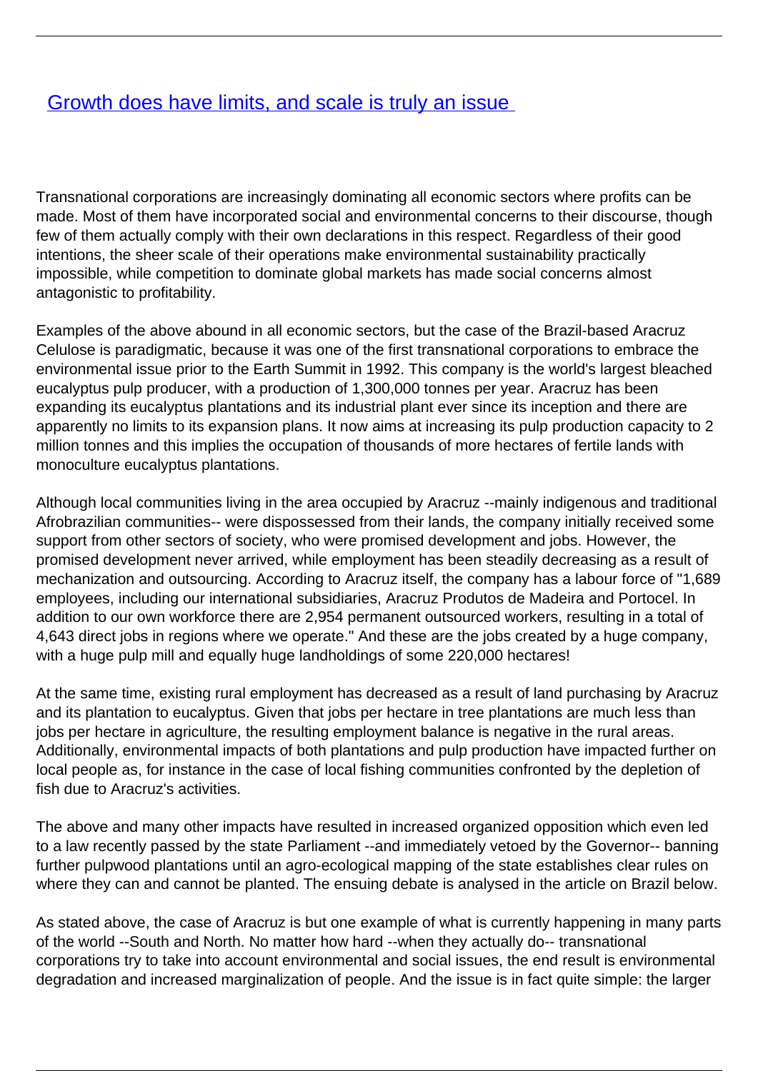# [Growth does have limits, and scale is truly an issue]()

Transnational corporations are increasingly dominating all economic sectors where profits can be made. Most of them have incorporated social and environmental concerns to their discourse, though few of them actually comply with their own declarations in this respect. Regardless of their good intentions, the sheer scale of their operations make environmental sustainability practically impossible, while competition to dominate global markets has made social concerns almost antagonistic to profitability.

Examples of the above abound in all economic sectors, but the case of the Brazil-based Aracruz Celulose is paradigmatic, because it was one of the first transnational corporations to embrace the environmental issue prior to the Earth Summit in 1992. This company is the world's largest bleached eucalyptus pulp producer, with a production of 1,300,000 tonnes per year. Aracruz has been expanding its eucalyptus plantations and its industrial plant ever since its inception and there are apparently no limits to its expansion plans. It now aims at increasing its pulp production capacity to 2 million tonnes and this implies the occupation of thousands of more hectares of fertile lands with monoculture eucalyptus plantations.

Although local communities living in the area occupied by Aracruz --mainly indigenous and traditional Afrobrazilian communities-- were dispossessed from their lands, the company initially received some support from other sectors of society, who were promised development and jobs. However, the promised development never arrived, while employment has been steadily decreasing as a result of mechanization and outsourcing. According to Aracruz itself, the company has a labour force of "1,689 employees, including our international subsidiaries, Aracruz Produtos de Madeira and Portocel. In addition to our own workforce there are 2,954 permanent outsourced workers, resulting in a total of 4,643 direct jobs in regions where we operate." And these are the jobs created by a huge company, with a huge pulp mill and equally huge landholdings of some 220,000 hectares!

At the same time, existing rural employment has decreased as a result of land purchasing by Aracruz and its plantation to eucalyptus. Given that jobs per hectare in tree plantations are much less than jobs per hectare in agriculture, the resulting employment balance is negative in the rural areas. Additionally, environmental impacts of both plantations and pulp production have impacted further on local people as, for instance in the case of local fishing communities confronted by the depletion of fish due to Aracruz's activities.

The above and many other impacts have resulted in increased organized opposition which even led to a law recently passed by the state Parliament --and immediately vetoed by the Governor-- banning further pulpwood plantations until an agro-ecological mapping of the state establishes clear rules on where they can and cannot be planted. The ensuing debate is analysed in the article on Brazil below.

As stated above, the case of Aracruz is but one example of what is currently happening in many parts of the world --South and North. No matter how hard --when they actually do-- transnational corporations try to take into account environmental and social issues, the end result is environmental degradation and increased marginalization of people. And the issue is in fact quite simple: the larger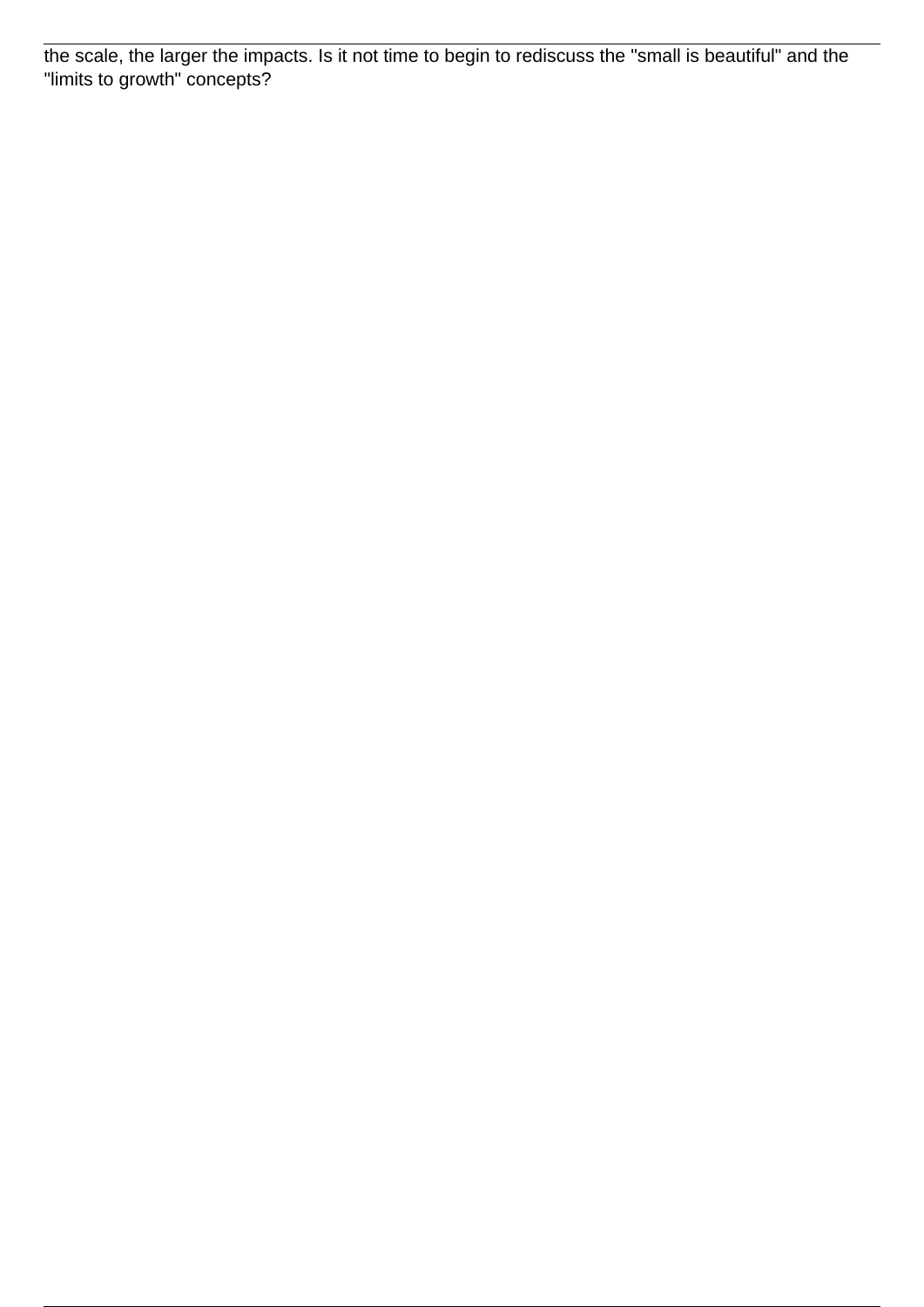the scale, the larger the impacts. Is it not time to begin to rediscuss the "small is beautiful" and the "limits to growth" concepts?